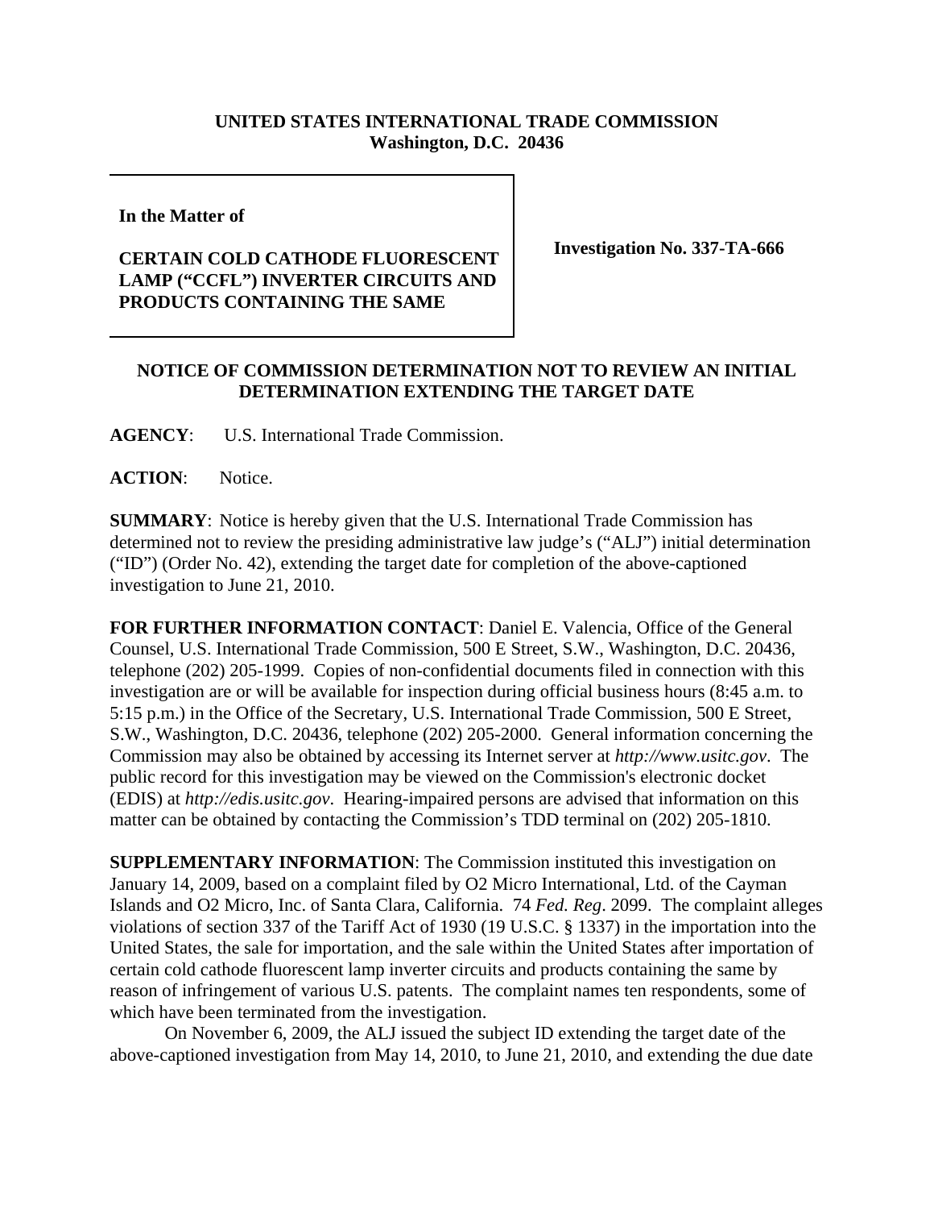**UNITED STATES INTERNATIONAL TRADE COMMISSION**
**Washington, D.C. 20436**

| In the Matter of<br><br>**CERTAIN COLD CATHODE FLUORESCENT LAMP ("CCFL") INVERTER CIRCUITS AND PRODUCTS CONTAINING THE SAME** | **Investigation No. 337-TA-666** |
|---|---|

## NOTICE OF COMMISSION DETERMINATION NOT TO REVIEW AN INITIAL DETERMINATION EXTENDING THE TARGET DATE

**AGENCY**: U.S. International Trade Commission.

**ACTION**: Notice.

**SUMMARY**: Notice is hereby given that the U.S. International Trade Commission has determined not to review the presiding administrative law judge's ("ALJ") initial determination ("ID") (Order No. 42), extending the target date for completion of the above-captioned investigation to June 21, 2010.

**FOR FURTHER INFORMATION CONTACT**: Daniel E. Valencia, Office of the General Counsel, U.S. International Trade Commission, 500 E Street, S.W., Washington, D.C. 20436, telephone (202) 205-1999. Copies of non-confidential documents filed in connection with this investigation are or will be available for inspection during official business hours (8:45 a.m. to 5:15 p.m.) in the Office of the Secretary, U.S. International Trade Commission, 500 E Street, S.W., Washington, D.C. 20436, telephone (202) 205-2000. General information concerning the Commission may also be obtained by accessing its Internet server at *http://www.usitc.gov*. The public record for this investigation may be viewed on the Commission's electronic docket (EDIS) at *http://edis.usitc.gov*. Hearing-impaired persons are advised that information on this matter can be obtained by contacting the Commission's TDD terminal on (202) 205-1810.

**SUPPLEMENTARY INFORMATION**: The Commission instituted this investigation on January 14, 2009, based on a complaint filed by O2 Micro International, Ltd. of the Cayman Islands and O2 Micro, Inc. of Santa Clara, California. 74 *Fed. Reg*. 2099. The complaint alleges violations of section 337 of the Tariff Act of 1930 (19 U.S.C. § 1337) in the importation into the United States, the sale for importation, and the sale within the United States after importation of certain cold cathode fluorescent lamp inverter circuits and products containing the same by reason of infringement of various U.S. patents. The complaint names ten respondents, some of which have been terminated from the investigation.

On November 6, 2009, the ALJ issued the subject ID extending the target date of the above-captioned investigation from May 14, 2010, to June 21, 2010, and extending the due date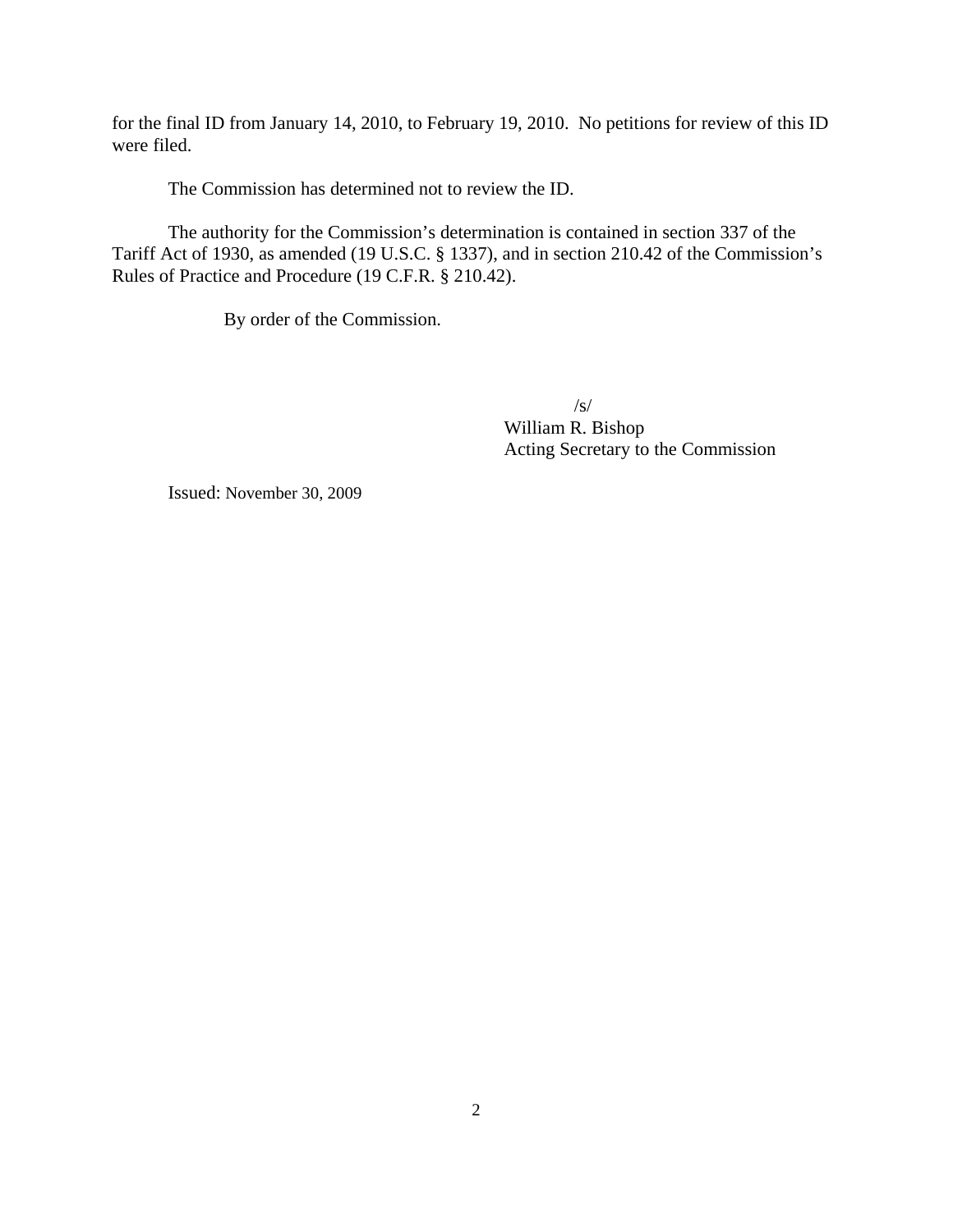for the final ID from January 14, 2010, to February 19, 2010. No petitions for review of this ID were filed.

The Commission has determined not to review the ID.

The authority for the Commission's determination is contained in section 337 of the Tariff Act of 1930, as amended (19 U.S.C. § 1337), and in section 210.42 of the Commission's Rules of Practice and Procedure (19 C.F.R. § 210.42).

By order of the Commission.

/s/
William R. Bishop
Acting Secretary to the Commission

Issued: November 30, 2009